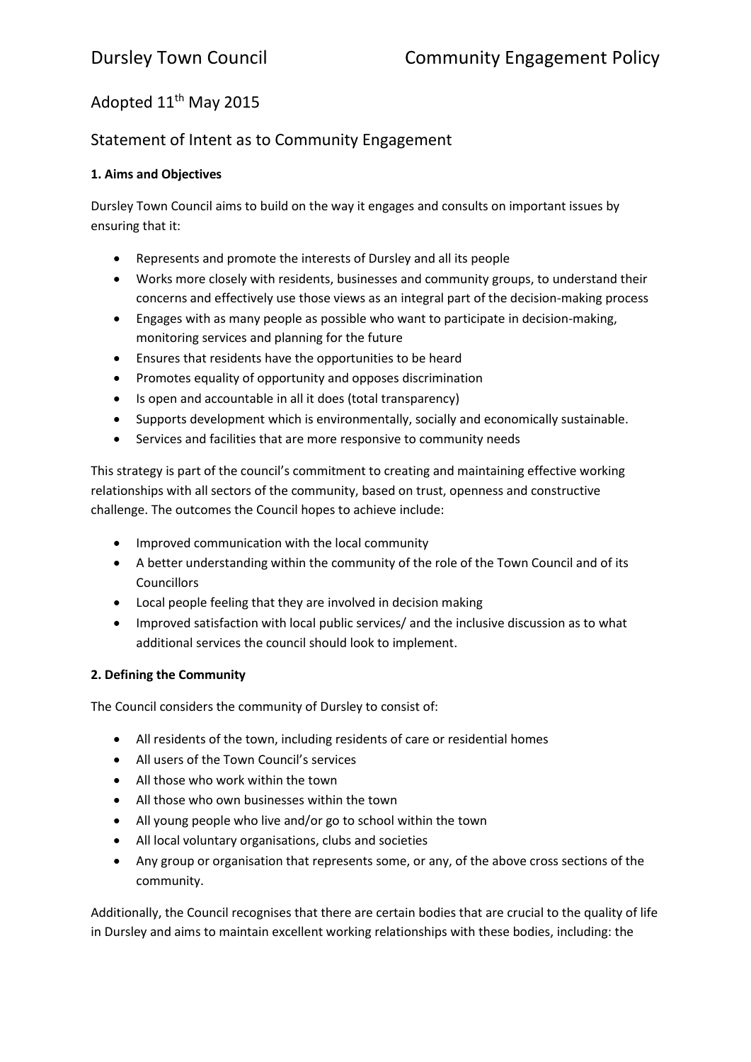# Dursley Town Council — Community Engagement Policy

Adopted 11th May 2015

## Statement of Intent as to Community Engagement

**1. Aims and Objectives**

Dursley Town Council aims to build on the way it engages and consults on important issues by ensuring that it:

- Represents and promote the interests of Dursley and all its people
- Works more closely with residents, businesses and community groups, to understand their concerns and effectively use those views as an integral part of the decision-making process
- Engages with as many people as possible who want to participate in decision-making, monitoring services and planning for the future
- Ensures that residents have the opportunities to be heard
- Promotes equality of opportunity and opposes discrimination
- Is open and accountable in all it does (total transparency)
- Supports development which is environmentally, socially and economically sustainable.
- Services and facilities that are more responsive to community needs

This strategy is part of the council's commitment to creating and maintaining effective working relationships with all sectors of the community, based on trust, openness and constructive challenge. The outcomes the Council hopes to achieve include:

- Improved communication with the local community
- A better understanding within the community of the role of the Town Council and of its Councillors
- Local people feeling that they are involved in decision making
- Improved satisfaction with local public services/ and the inclusive discussion as to what additional services the council should look to implement.

**2. Defining the Community**

The Council considers the community of Dursley to consist of:

- All residents of the town, including residents of care or residential homes
- All users of the Town Council's services
- All those who work within the town
- All those who own businesses within the town
- All young people who live and/or go to school within the town
- All local voluntary organisations, clubs and societies
- Any group or organisation that represents some, or any, of the above cross sections of the community.

Additionally, the Council recognises that there are certain bodies that are crucial to the quality of life in Dursley and aims to maintain excellent working relationships with these bodies, including: the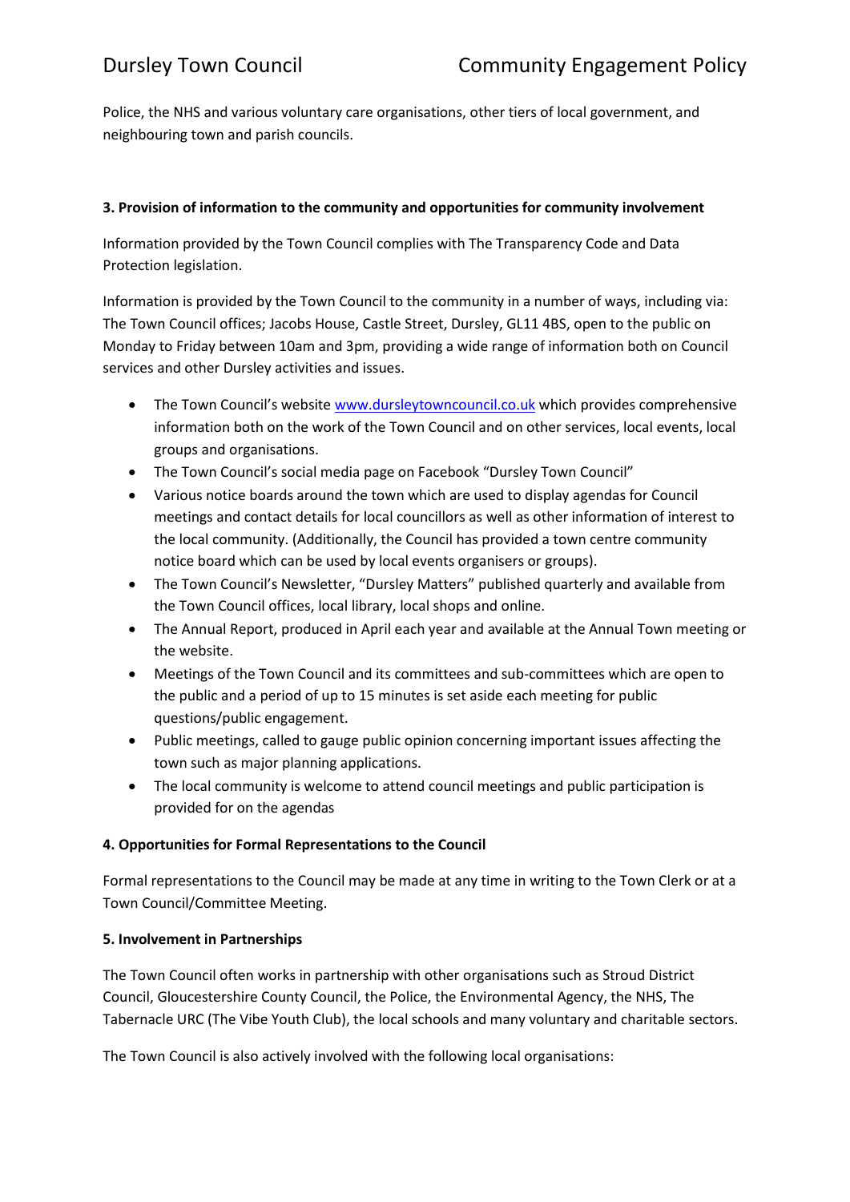Police, the NHS and various voluntary care organisations, other tiers of local government, and neighbouring town and parish councils.

**3. Provision of information to the community and opportunities for community involvement**

Information provided by the Town Council complies with The Transparency Code and Data Protection legislation.

Information is provided by the Town Council to the community in a number of ways, including via: The Town Council offices; Jacobs House, Castle Street, Dursley, GL11 4BS, open to the public on Monday to Friday between 10am and 3pm, providing a wide range of information both on Council services and other Dursley activities and issues.

- The Town Council's website [www.dursleytowncouncil.co.uk](http://www.dursleytowncouncil.co.uk) which provides comprehensive information both on the work of the Town Council and on other services, local events, local groups and organisations.
- The Town Council's social media page on Facebook "Dursley Town Council"
- Various notice boards around the town which are used to display agendas for Council meetings and contact details for local councillors as well as other information of interest to the local community. (Additionally, the Council has provided a town centre community notice board which can be used by local events organisers or groups).
- The Town Council's Newsletter, "Dursley Matters" published quarterly and available from the Town Council offices, local library, local shops and online.
- The Annual Report, produced in April each year and available at the Annual Town meeting or the website.
- Meetings of the Town Council and its committees and sub-committees which are open to the public and a period of up to 15 minutes is set aside each meeting for public questions/public engagement.
- Public meetings, called to gauge public opinion concerning important issues affecting the town such as major planning applications.
- The local community is welcome to attend council meetings and public participation is provided for on the agendas

**4. Opportunities for Formal Representations to the Council**

Formal representations to the Council may be made at any time in writing to the Town Clerk or at a Town Council/Committee Meeting.

**5. Involvement in Partnerships**

The Town Council often works in partnership with other organisations such as Stroud District Council, Gloucestershire County Council, the Police, the Environmental Agency, the NHS, The Tabernacle URC (The Vibe Youth Club), the local schools and many voluntary and charitable sectors.

The Town Council is also actively involved with the following local organisations: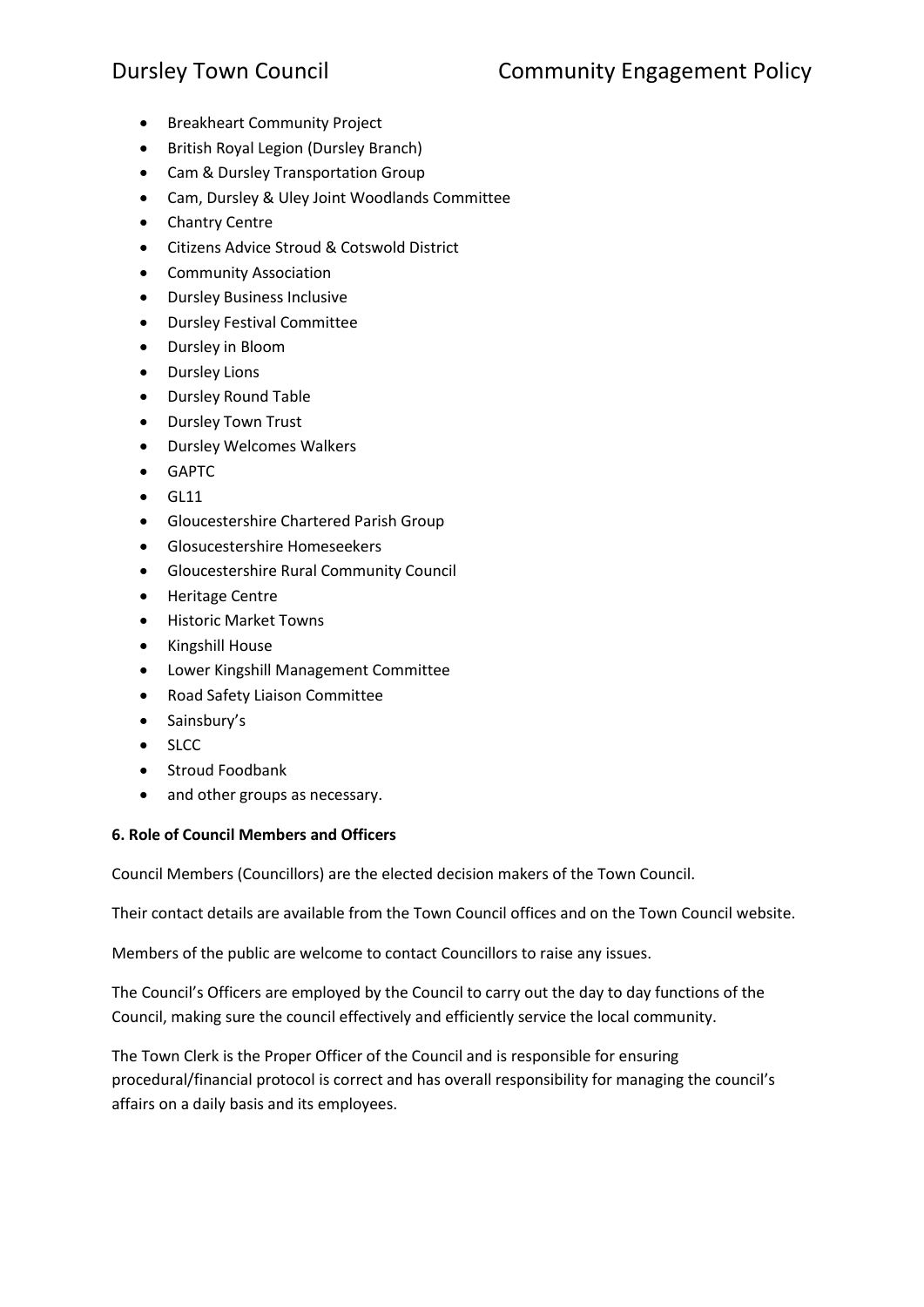- Breakheart Community Project
- British Royal Legion (Dursley Branch)
- Cam & Dursley Transportation Group
- Cam, Dursley & Uley Joint Woodlands Committee
- Chantry Centre
- Citizens Advice Stroud & Cotswold District
- Community Association
- Dursley Business Inclusive
- Dursley Festival Committee
- Dursley in Bloom
- Dursley Lions
- Dursley Round Table
- Dursley Town Trust
- Dursley Welcomes Walkers
- GAPTC
- GL11
- Gloucestershire Chartered Parish Group
- Glosucestershire Homeseekers
- Gloucestershire Rural Community Council
- Heritage Centre
- Historic Market Towns
- Kingshill House
- Lower Kingshill Management Committee
- Road Safety Liaison Committee
- Sainsbury's
- SLCC
- Stroud Foodbank
- and other groups as necessary.

**6. Role of Council Members and Officers**

Council Members (Councillors) are the elected decision makers of the Town Council.

Their contact details are available from the Town Council offices and on the Town Council website.

Members of the public are welcome to contact Councillors to raise any issues.

The Council's Officers are employed by the Council to carry out the day to day functions of the Council, making sure the council effectively and efficiently service the local community.

The Town Clerk is the Proper Officer of the Council and is responsible for ensuring procedural/financial protocol is correct and has overall responsibility for managing the council's affairs on a daily basis and its employees.